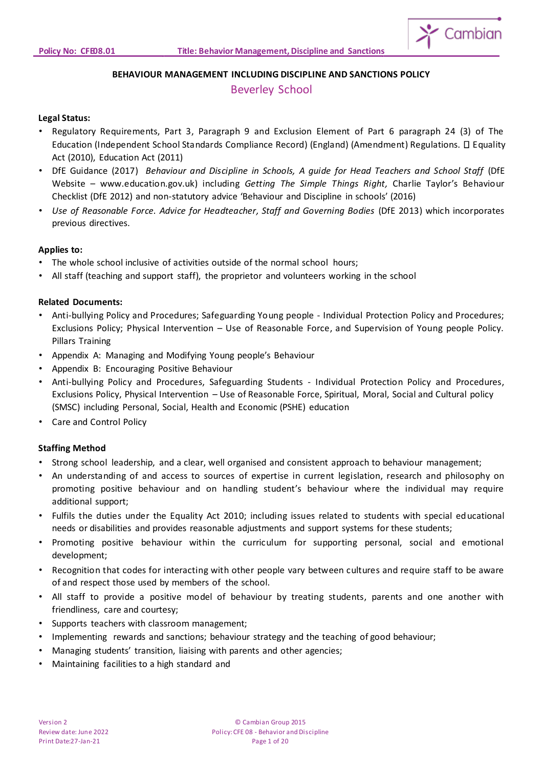# BEHAVIOUR MANAGEMENT INCLUDING DISCIPLINE AND SANCTIONS POLICY

## Beverley School

**Legal Status:**

- Regulatory Requirements, Part 3, Paragraph 9 and Exclusion Element of Part 6 paragraph 24 (3) of The Education (Independent School Standards Compliance Record) (England) (Amendment) Regulations.  Equality Act (2010), Education Act (2011)
- DfE Guidance (2017) *Behaviour and Discipline in Schools, A guide for Head Teachers and School Staff* (DfE Website – www.education.gov.uk) including *Getting The Simple Things Right,* Charlie Taylor's Behaviour Checklist (DfE 2012) and non-statutory advice 'Behaviour and Discipline in schools' (2016)
- *Use of Reasonable Force. Advice for Headteacher, Staff and Governing Bodies* (DfE 2013) which incorporates previous directives.

**Applies to:**

- The whole school inclusive of activities outside of the normal school hours;
- All staff (teaching and support staff), the proprietor and volunteers working in the school

**Related Documents:**

- Anti-bullying Policy and Procedures; Safeguarding Young people - Individual Protection Policy and Procedures; Exclusions Policy; Physical Intervention – Use of Reasonable Force, and Supervision of Young people Policy. Pillars Training
- Appendix A: Managing and Modifying Young people's Behaviour
- Appendix B: Encouraging Positive Behaviour
- Anti-bullying Policy and Procedures, Safeguarding Students - Individual Protection Policy and Procedures, Exclusions Policy, Physical Intervention – Use of Reasonable Force, Spiritual, Moral, Social and Cultural policy (SMSC) including Personal, Social, Health and Economic (PSHE) education
- Care and Control Policy

**Staffing Method**

- Strong school leadership, and a clear, well organised and consistent approach to behaviour management;
- An understanding of and access to sources of expertise in current legislation, research and philosophy on promoting positive behaviour and on handling student's behaviour where the individual may require additional support;
- Fulfils the duties under the Equality Act 2010; including issues related to students with special educational needs or disabilities and provides reasonable adjustments and support systems for these students;
- Promoting positive behaviour within the curriculum for supporting personal, social and emotional development;
- Recognition that codes for interacting with other people vary between cultures and require staff to be aware of and respect those used by members of the school.
- All staff to provide a positive model of behaviour by treating students, parents and one another with friendliness, care and courtesy;
- Supports teachers with classroom management;
- Implementing rewards and sanctions; behaviour strategy and the teaching of good behaviour;
- Managing students' transition, liaising with parents and other agencies;
- Maintaining facilities to a high standard and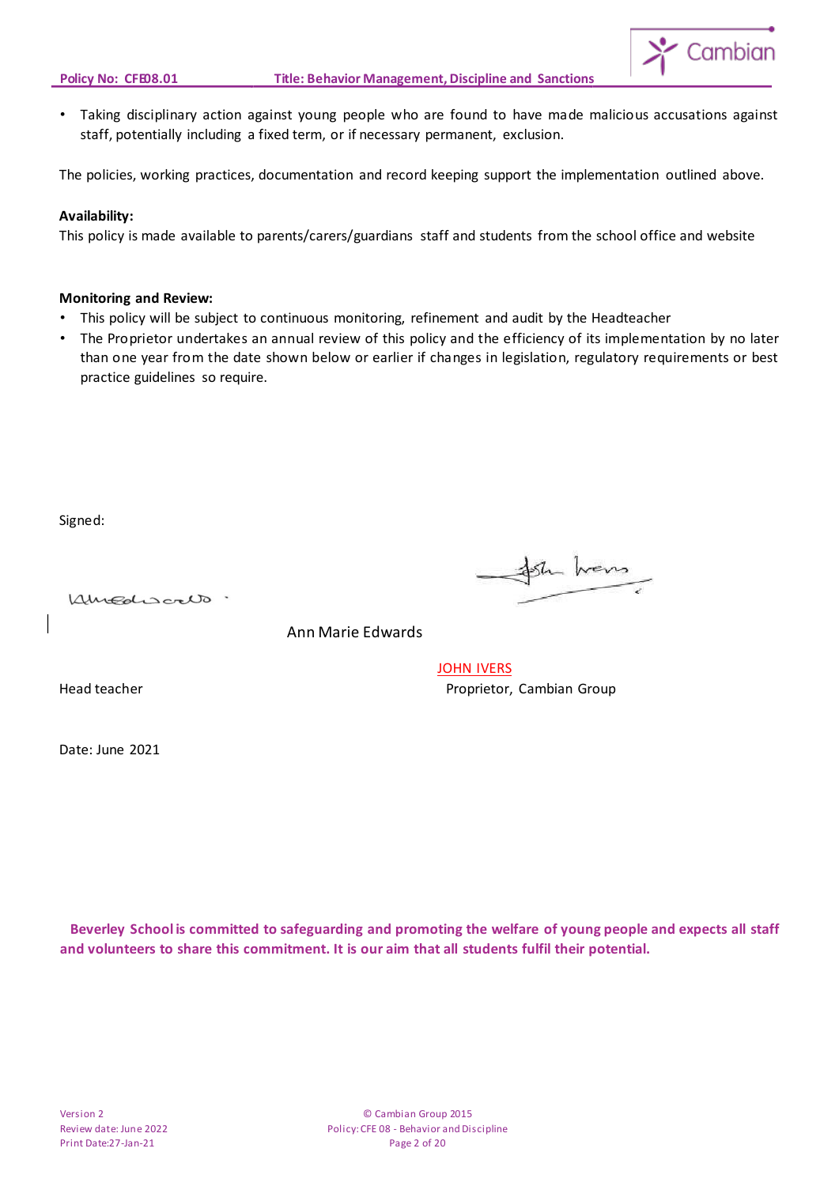- Taking disciplinary action against young people who are found to have made malicious accusations against staff, potentially including a fixed term, or if necessary permanent, exclusion.

The policies, working practices, documentation and record keeping support the implementation outlined above.

**Availability:**

This policy is made available to parents/carers/guardians staff and students from the school office and website

**Monitoring and Review:**

- This policy will be subject to continuous monitoring, refinement and audit by the Headteacher
- The Proprietor undertakes an annual review of this policy and the efficiency of its implementation by no later than one year from the date shown below or earlier if changes in legislation, regulatory requirements or best practice guidelines so require.

Signed:

Ann Marie Edwards

Head teacher

JOHN IVERS

Proprietor, Cambian Group

Date: June 2021

**Beverley School is committed to safeguarding and promoting the welfare of young people and expects all staff and volunteers to share this commitment. It is our aim that all students fulfil their potential.**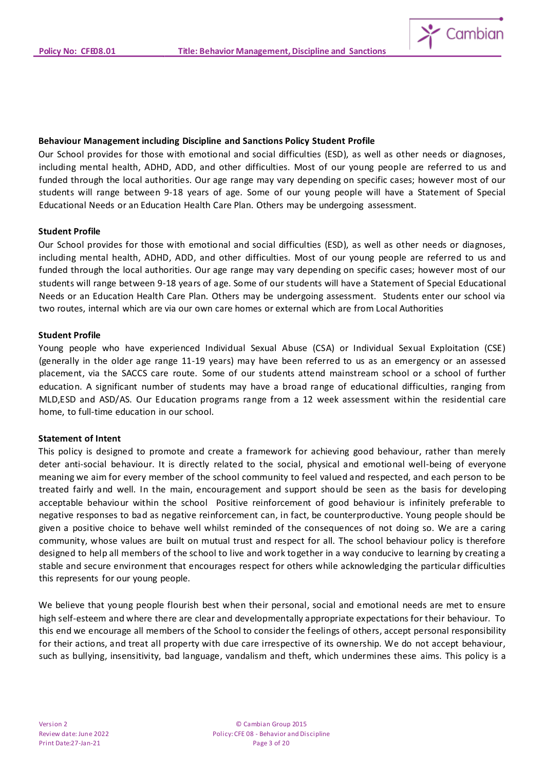**Behaviour Management including Discipline and Sanctions Policy Student Profile**

Our School provides for those with emotional and social difficulties (ESD), as well as other needs or diagnoses, including mental health, ADHD, ADD, and other difficulties. Most of our young people are referred to us and funded through the local authorities. Our age range may vary depending on specific cases; however most of our students will range between 9-18 years of age. Some of our young people will have a Statement of Special Educational Needs or an Education Health Care Plan. Others may be undergoing assessment.

**Student Profile**

Our School provides for those with emotional and social difficulties (ESD), as well as other needs or diagnoses, including mental health, ADHD, ADD, and other difficulties. Most of our young people are referred to us and funded through the local authorities. Our age range may vary depending on specific cases; however most of our students will range between 9-18 years of age. Some of our students will have a Statement of Special Educational Needs or an Education Health Care Plan. Others may be undergoing assessment. Students enter our school via two routes, internal which are via our own care homes or external which are from Local Authorities

**Student Profile**

Young people who have experienced Individual Sexual Abuse (CSA) or Individual Sexual Exploitation (CSE) (generally in the older age range 11-19 years) may have been referred to us as an emergency or an assessed placement, via the SACCS care route. Some of our students attend mainstream school or a school of further education. A significant number of students may have a broad range of educational difficulties, ranging from MLD,ESD and ASD/AS. Our Education programs range from a 12 week assessment within the residential care home, to full-time education in our school.

**Statement of Intent**

This policy is designed to promote and create a framework for achieving good behaviour, rather than merely deter anti-social behaviour. It is directly related to the social, physical and emotional well-being of everyone meaning we aim for every member of the school community to feel valued and respected, and each person to be treated fairly and well. In the main, encouragement and support should be seen as the basis for developing acceptable behaviour within the school Positive reinforcement of good behaviour is infinitely preferable to negative responses to bad as negative reinforcement can, in fact, be counterproductive. Young people should be given a positive choice to behave well whilst reminded of the consequences of not doing so. We are a caring community, whose values are built on mutual trust and respect for all. The school behaviour policy is therefore designed to help all members of the school to live and work together in a way conducive to learning by creating a stable and secure environment that encourages respect for others while acknowledging the particular difficulties this represents for our young people.

We believe that young people flourish best when their personal, social and emotional needs are met to ensure high self-esteem and where there are clear and developmentally appropriate expectations for their behaviour. To this end we encourage all members of the School to consider the feelings of others, accept personal responsibility for their actions, and treat all property with due care irrespective of its ownership. We do not accept behaviour, such as bullying, insensitivity, bad language, vandalism and theft, which undermines these aims. This policy is a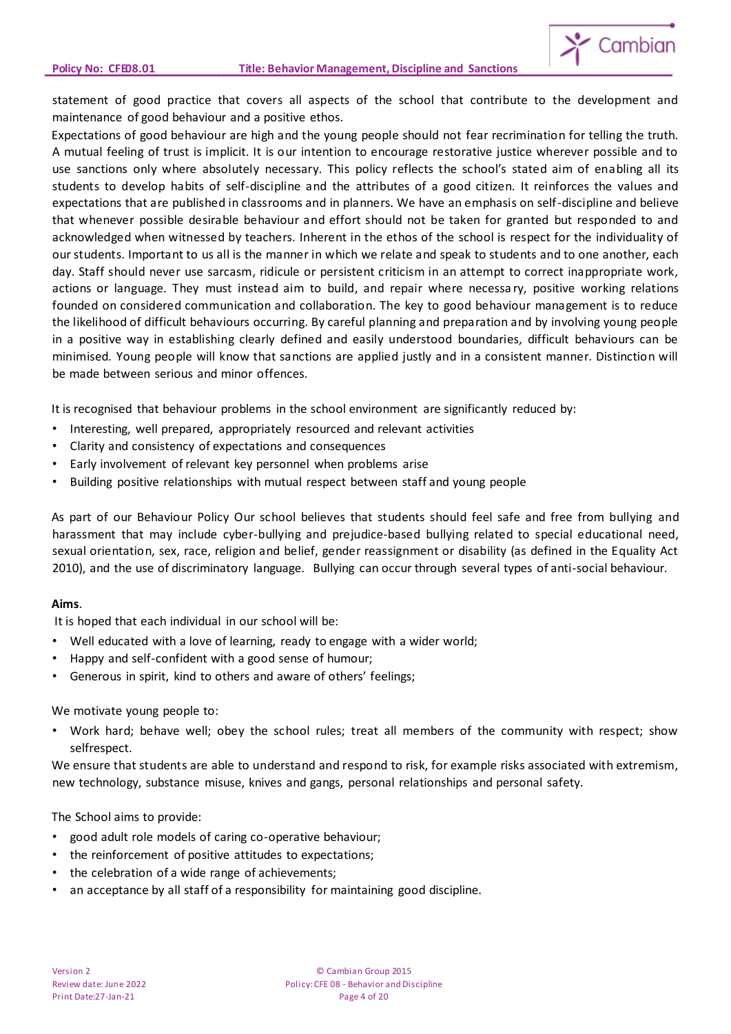statement of good practice that covers all aspects of the school that contribute to the development and maintenance of good behaviour and a positive ethos.

Expectations of good behaviour are high and the young people should not fear recrimination for telling the truth. A mutual feeling of trust is implicit. It is our intention to encourage restorative justice wherever possible and to use sanctions only where absolutely necessary. This policy reflects the school's stated aim of enabling all its students to develop habits of self-discipline and the attributes of a good citizen. It reinforces the values and expectations that are published in classrooms and in planners. We have an emphasis on self-discipline and believe that whenever possible desirable behaviour and effort should not be taken for granted but responded to and acknowledged when witnessed by teachers. Inherent in the ethos of the school is respect for the individuality of our students. Important to us all is the manner in which we relate and speak to students and to one another, each day. Staff should never use sarcasm, ridicule or persistent criticism in an attempt to correct inappropriate work, actions or language. They must instead aim to build, and repair where necessary, positive working relations founded on considered communication and collaboration. The key to good behaviour management is to reduce the likelihood of difficult behaviours occurring. By careful planning and preparation and by involving young people in a positive way in establishing clearly defined and easily understood boundaries, difficult behaviours can be minimised. Young people will know that sanctions are applied justly and in a consistent manner. Distinction will be made between serious and minor offences.

It is recognised that behaviour problems in the school environment are significantly reduced by:

- Interesting, well prepared, appropriately resourced and relevant activities
- Clarity and consistency of expectations and consequences
- Early involvement of relevant key personnel when problems arise
- Building positive relationships with mutual respect between staff and young people

As part of our Behaviour Policy Our school believes that students should feel safe and free from bullying and harassment that may include cyber-bullying and prejudice-based bullying related to special educational need, sexual orientation, sex, race, religion and belief, gender reassignment or disability (as defined in the Equality Act 2010), and the use of discriminatory language. Bullying can occur through several types of anti-social behaviour.

**Aims**.

It is hoped that each individual in our school will be:

- Well educated with a love of learning, ready to engage with a wider world;
- Happy and self-confident with a good sense of humour;
- Generous in spirit, kind to others and aware of others' feelings;

We motivate young people to:

- Work hard; behave well; obey the school rules; treat all members of the community with respect; show selfrespect.

We ensure that students are able to understand and respond to risk, for example risks associated with extremism, new technology, substance misuse, knives and gangs, personal relationships and personal safety.

The School aims to provide:

- good adult role models of caring co-operative behaviour;
- the reinforcement of positive attitudes to expectations;
- the celebration of a wide range of achievements;
- an acceptance by all staff of a responsibility for maintaining good discipline.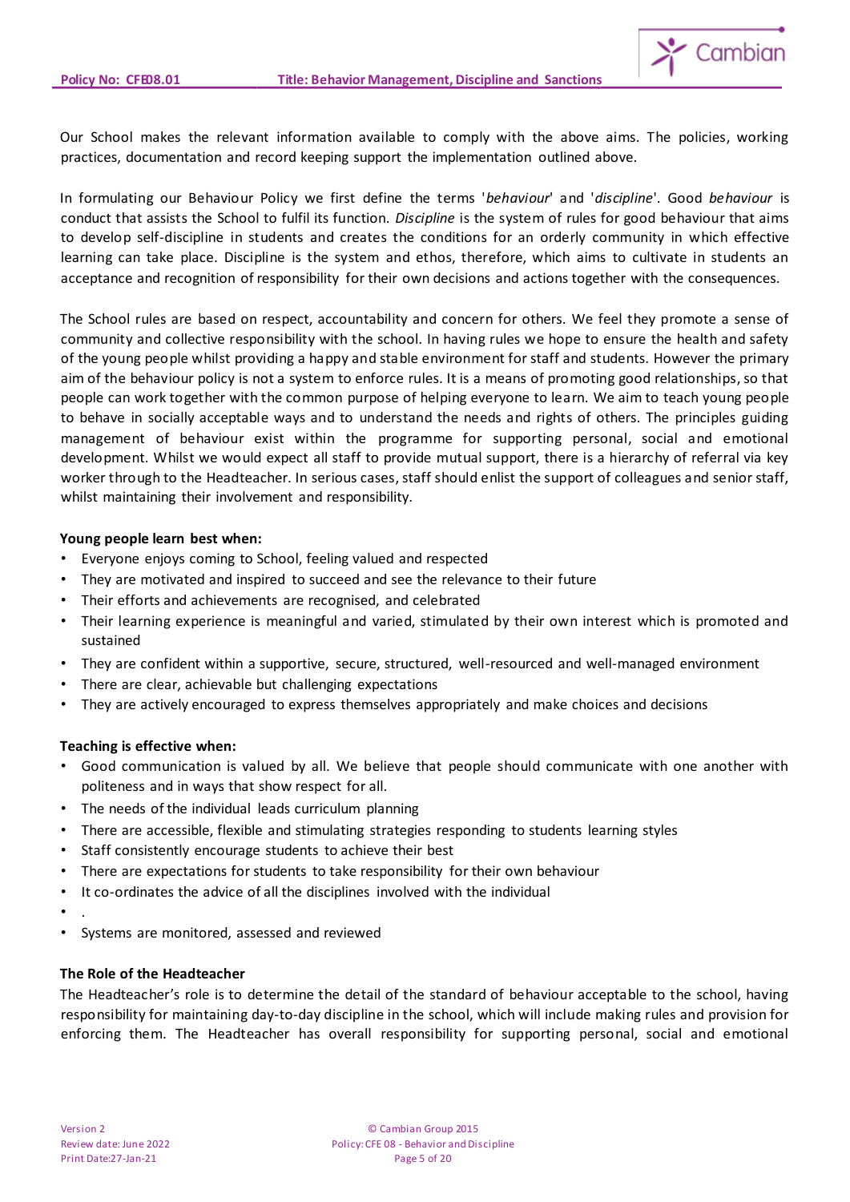Our School makes the relevant information available to comply with the above aims. The policies, working practices, documentation and record keeping support the implementation outlined above.

In formulating our Behaviour Policy we first define the terms '*behaviour*' and '*discipline*'. Good *behaviour* is conduct that assists the School to fulfil its function. *Discipline* is the system of rules for good behaviour that aims to develop self-discipline in students and creates the conditions for an orderly community in which effective learning can take place. Discipline is the system and ethos, therefore, which aims to cultivate in students an acceptance and recognition of responsibility for their own decisions and actions together with the consequences.

The School rules are based on respect, accountability and concern for others. We feel they promote a sense of community and collective responsibility with the school. In having rules we hope to ensure the health and safety of the young people whilst providing a happy and stable environment for staff and students. However the primary aim of the behaviour policy is not a system to enforce rules. It is a means of promoting good relationships, so that people can work together with the common purpose of helping everyone to learn. We aim to teach young people to behave in socially acceptable ways and to understand the needs and rights of others. The principles guiding management of behaviour exist within the programme for supporting personal, social and emotional development. Whilst we would expect all staff to provide mutual support, there is a hierarchy of referral via key worker through to the Headteacher. In serious cases, staff should enlist the support of colleagues and senior staff, whilst maintaining their involvement and responsibility.

**Young people learn best when:**

- Everyone enjoys coming to School, feeling valued and respected
- They are motivated and inspired to succeed and see the relevance to their future
- Their efforts and achievements are recognised, and celebrated
- Their learning experience is meaningful and varied, stimulated by their own interest which is promoted and sustained
- They are confident within a supportive, secure, structured, well-resourced and well-managed environment
- There are clear, achievable but challenging expectations
- They are actively encouraged to express themselves appropriately and make choices and decisions

**Teaching is effective when:**

- Good communication is valued by all. We believe that people should communicate with one another with politeness and in ways that show respect for all.
- The needs of the individual leads curriculum planning
- There are accessible, flexible and stimulating strategies responding to students learning styles
- Staff consistently encourage students to achieve their best
- There are expectations for students to take responsibility for their own behaviour
- It co-ordinates the advice of all the disciplines involved with the individual
- .
- Systems are monitored, assessed and reviewed

**The Role of the Headteacher**

The Headteacher's role is to determine the detail of the standard of behaviour acceptable to the school, having responsibility for maintaining day-to-day discipline in the school, which will include making rules and provision for enforcing them. The Headteacher has overall responsibility for supporting personal, social and emotional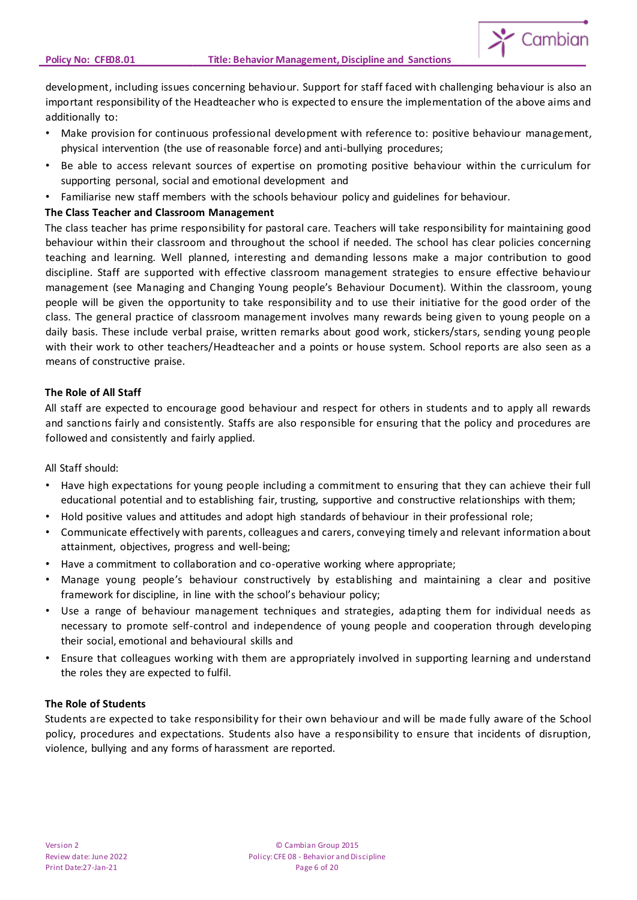development, including issues concerning behaviour. Support for staff faced with challenging behaviour is also an important responsibility of the Headteacher who is expected to ensure the implementation of the above aims and additionally to:

- Make provision for continuous professional development with reference to: positive behaviour management, physical intervention (the use of reasonable force) and anti-bullying procedures;
- Be able to access relevant sources of expertise on promoting positive behaviour within the curriculum for supporting personal, social and emotional development and
- Familiarise new staff members with the schools behaviour policy and guidelines for behaviour.

**The Class Teacher and Classroom Management**

The class teacher has prime responsibility for pastoral care. Teachers will take responsibility for maintaining good behaviour within their classroom and throughout the school if needed. The school has clear policies concerning teaching and learning. Well planned, interesting and demanding lessons make a major contribution to good discipline. Staff are supported with effective classroom management strategies to ensure effective behaviour management (see Managing and Changing Young people's Behaviour Document). Within the classroom, young people will be given the opportunity to take responsibility and to use their initiative for the good order of the class. The general practice of classroom management involves many rewards being given to young people on a daily basis. These include verbal praise, written remarks about good work, stickers/stars, sending young people with their work to other teachers/Headteacher and a points or house system. School reports are also seen as a means of constructive praise.

**The Role of All Staff**

All staff are expected to encourage good behaviour and respect for others in students and to apply all rewards and sanctions fairly and consistently. Staffs are also responsible for ensuring that the policy and procedures are followed and consistently and fairly applied.

All Staff should:

- Have high expectations for young people including a commitment to ensuring that they can achieve their full educational potential and to establishing fair, trusting, supportive and constructive relationships with them;
- Hold positive values and attitudes and adopt high standards of behaviour in their professional role;
- Communicate effectively with parents, colleagues and carers, conveying timely and relevant information about attainment, objectives, progress and well-being;
- Have a commitment to collaboration and co-operative working where appropriate;
- Manage young people's behaviour constructively by establishing and maintaining a clear and positive framework for discipline, in line with the school's behaviour policy;
- Use a range of behaviour management techniques and strategies, adapting them for individual needs as necessary to promote self-control and independence of young people and cooperation through developing their social, emotional and behavioural skills and
- Ensure that colleagues working with them are appropriately involved in supporting learning and understand the roles they are expected to fulfil.

**The Role of Students**

Students are expected to take responsibility for their own behaviour and will be made fully aware of the School policy, procedures and expectations. Students also have a responsibility to ensure that incidents of disruption, violence, bullying and any forms of harassment are reported.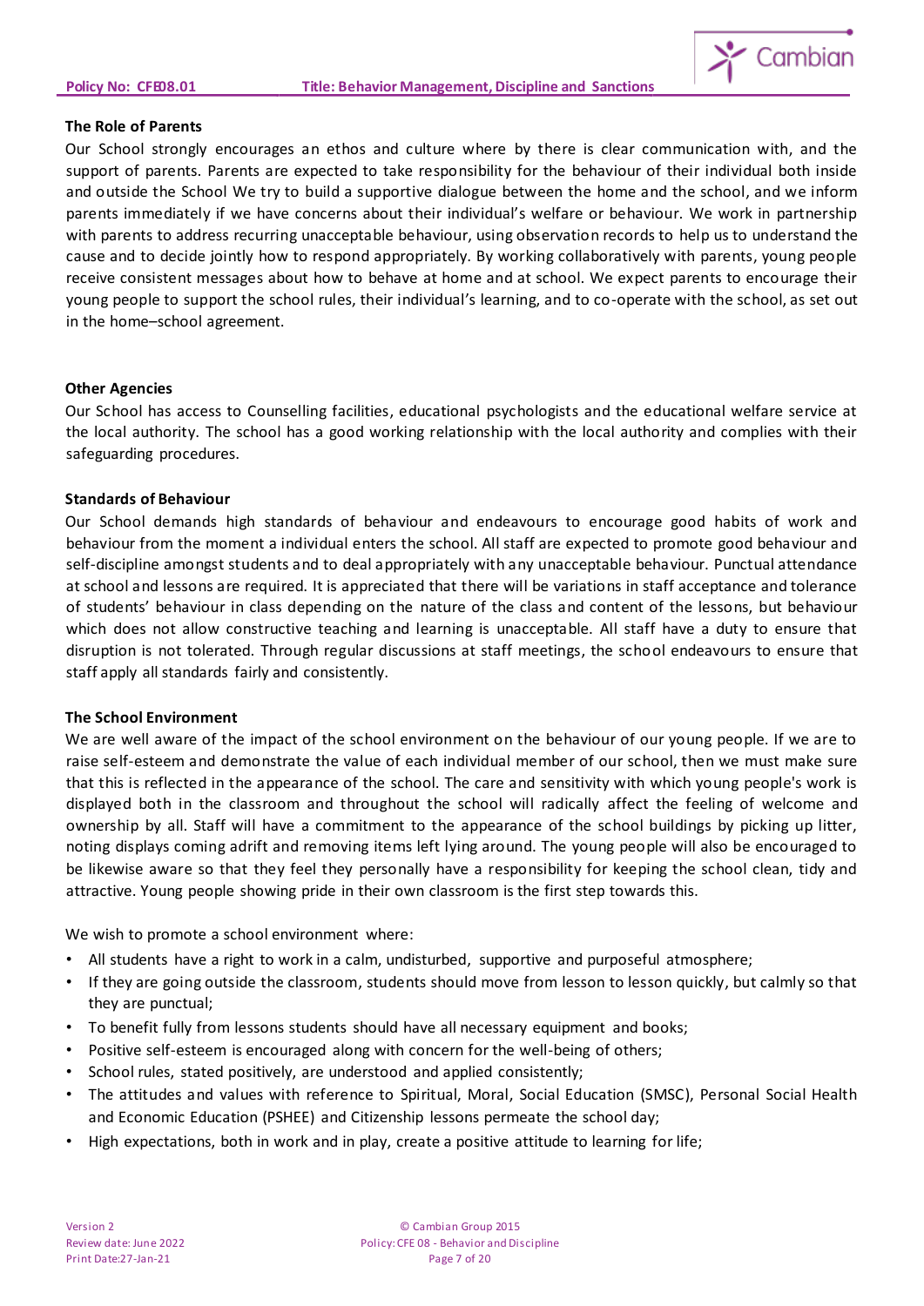### The Role of Parents

Our School strongly encourages an ethos and culture where by there is clear communication with, and the support of parents. Parents are expected to take responsibility for the behaviour of their individual both inside and outside the School We try to build a supportive dialogue between the home and the school, and we inform parents immediately if we have concerns about their individual's welfare or behaviour. We work in partnership with parents to address recurring unacceptable behaviour, using observation records to help us to understand the cause and to decide jointly how to respond appropriately. By working collaboratively with parents, young people receive consistent messages about how to behave at home and at school. We expect parents to encourage their young people to support the school rules, their individual's learning, and to co-operate with the school, as set out in the home–school agreement.

### Other Agencies

Our School has access to Counselling facilities, educational psychologists and the educational welfare service at the local authority. The school has a good working relationship with the local authority and complies with their safeguarding procedures.

### Standards of Behaviour

Our School demands high standards of behaviour and endeavours to encourage good habits of work and behaviour from the moment a individual enters the school. All staff are expected to promote good behaviour and self-discipline amongst students and to deal appropriately with any unacceptable behaviour. Punctual attendance at school and lessons are required. It is appreciated that there will be variations in staff acceptance and tolerance of students' behaviour in class depending on the nature of the class and content of the lessons, but behaviour which does not allow constructive teaching and learning is unacceptable. All staff have a duty to ensure that disruption is not tolerated. Through regular discussions at staff meetings, the school endeavours to ensure that staff apply all standards fairly and consistently.

### The School Environment

We are well aware of the impact of the school environment on the behaviour of our young people. If we are to raise self-esteem and demonstrate the value of each individual member of our school, then we must make sure that this is reflected in the appearance of the school. The care and sensitivity with which young people's work is displayed both in the classroom and throughout the school will radically affect the feeling of welcome and ownership by all. Staff will have a commitment to the appearance of the school buildings by picking up litter, noting displays coming adrift and removing items left lying around. The young people will also be encouraged to be likewise aware so that they feel they personally have a responsibility for keeping the school clean, tidy and attractive. Young people showing pride in their own classroom is the first step towards this.

We wish to promote a school environment where:

- All students have a right to work in a calm, undisturbed, supportive and purposeful atmosphere;
- If they are going outside the classroom, students should move from lesson to lesson quickly, but calmly so that they are punctual;
- To benefit fully from lessons students should have all necessary equipment and books;
- Positive self-esteem is encouraged along with concern for the well-being of others;
- School rules, stated positively, are understood and applied consistently;
- The attitudes and values with reference to Spiritual, Moral, Social Education (SMSC), Personal Social Health and Economic Education (PSHEE) and Citizenship lessons permeate the school day;
- High expectations, both in work and in play, create a positive attitude to learning for life;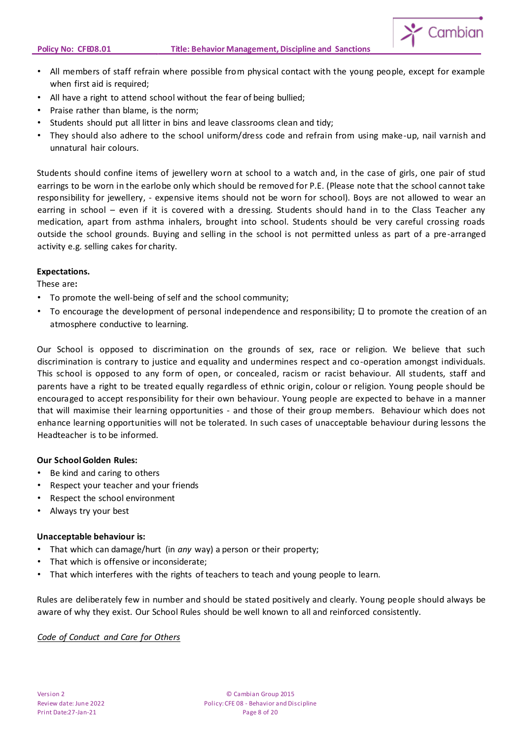- All members of staff refrain where possible from physical contact with the young people, except for example when first aid is required;
- All have a right to attend school without the fear of being bullied;
- Praise rather than blame, is the norm;
- Students should put all litter in bins and leave classrooms clean and tidy;
- They should also adhere to the school uniform/dress code and refrain from using make-up, nail varnish and unnatural hair colours.

Students should confine items of jewellery worn at school to a watch and, in the case of girls, one pair of stud earrings to be worn in the earlobe only which should be removed for P.E. (Please note that the school cannot take responsibility for jewellery, - expensive items should not be worn for school). Boys are not allowed to wear an earring in school – even if it is covered with a dressing. Students should hand in to the Class Teacher any medication, apart from asthma inhalers, brought into school. Students should be very careful crossing roads outside the school grounds. Buying and selling in the school is not permitted unless as part of a pre-arranged activity e.g. selling cakes for charity.

**Expectations.**

These are**:**

- To promote the well-being of self and the school community;
- To encourage the development of personal independence and responsibility;  to promote the creation of an atmosphere conductive to learning.

Our School is opposed to discrimination on the grounds of sex, race or religion. We believe that such discrimination is contrary to justice and equality and undermines respect and co-operation amongst individuals. This school is opposed to any form of open, or concealed, racism or racist behaviour. All students, staff and parents have a right to be treated equally regardless of ethnic origin, colour or religion. Young people should be encouraged to accept responsibility for their own behaviour. Young people are expected to behave in a manner that will maximise their learning opportunities - and those of their group members. Behaviour which does not enhance learning opportunities will not be tolerated. In such cases of unacceptable behaviour during lessons the Headteacher is to be informed.

**Our School Golden Rules:**

- Be kind and caring to others
- Respect your teacher and your friends
- Respect the school environment
- Always try your best

**Unacceptable behaviour is:**

- That which can damage/hurt (in *any* way) a person or their property;
- That which is offensive or inconsiderate;
- That which interferes with the rights of teachers to teach and young people to learn.

Rules are deliberately few in number and should be stated positively and clearly. Young people should always be aware of why they exist. Our School Rules should be well known to all and reinforced consistently.

*Code of Conduct and Care for Others*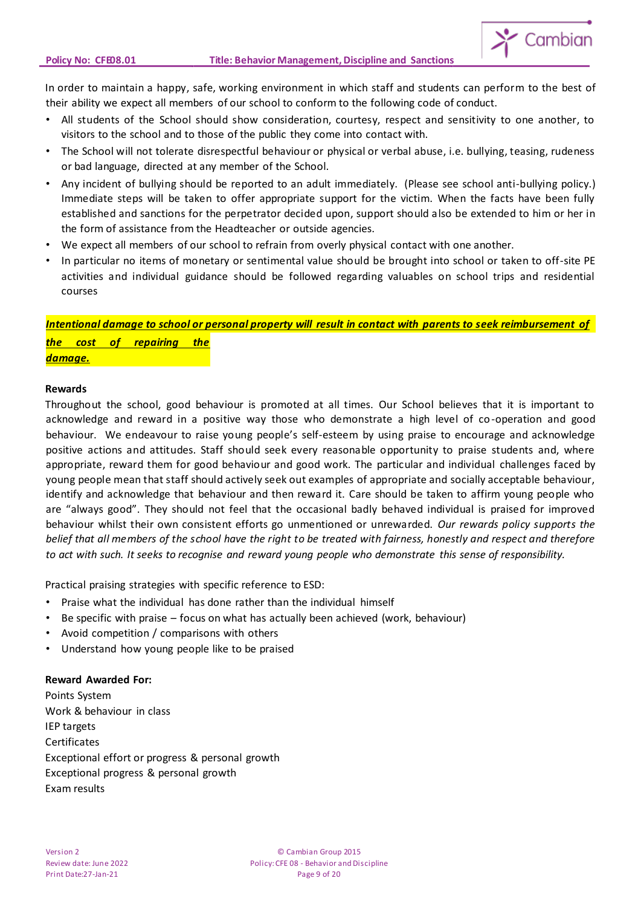In order to maintain a happy, safe, working environment in which staff and students can perform to the best of their ability we expect all members of our school to conform to the following code of conduct.

- All students of the School should show consideration, courtesy, respect and sensitivity to one another, to visitors to the school and to those of the public they come into contact with.
- The School will not tolerate disrespectful behaviour or physical or verbal abuse, i.e. bullying, teasing, rudeness or bad language, directed at any member of the School.
- Any incident of bullying should be reported to an adult immediately. (Please see school anti-bullying policy.) Immediate steps will be taken to offer appropriate support for the victim. When the facts have been fully established and sanctions for the perpetrator decided upon, support should also be extended to him or her in the form of assistance from the Headteacher or outside agencies.
- We expect all members of our school to refrain from overly physical contact with one another.
- In particular no items of monetary or sentimental value should be brought into school or taken to off-site PE activities and individual guidance should be followed regarding valuables on school trips and residential courses

***Intentional damage to school or personal property will result in contact with parents to seek reimbursement of the cost of repairing the damage.***

**Rewards**

Throughout the school, good behaviour is promoted at all times. Our School believes that it is important to acknowledge and reward in a positive way those who demonstrate a high level of co-operation and good behaviour. We endeavour to raise young people's self-esteem by using praise to encourage and acknowledge positive actions and attitudes. Staff should seek every reasonable opportunity to praise students and, where appropriate, reward them for good behaviour and good work. The particular and individual challenges faced by young people mean that staff should actively seek out examples of appropriate and socially acceptable behaviour, identify and acknowledge that behaviour and then reward it. Care should be taken to affirm young people who are "always good". They should not feel that the occasional badly behaved individual is praised for improved behaviour whilst their own consistent efforts go unmentioned or unrewarded. *Our rewards policy supports the belief that all members of the school have the right to be treated with fairness, honestly and respect and therefore to act with such. It seeks to recognise and reward young people who demonstrate this sense of responsibility.*

Practical praising strategies with specific reference to ESD:

- Praise what the individual has done rather than the individual himself
- Be specific with praise – focus on what has actually been achieved (work, behaviour)
- Avoid competition / comparisons with others
- Understand how young people like to be praised

**Reward Awarded For:**

Points System
Work & behaviour in class
IEP targets
Certificates
Exceptional effort or progress & personal growth
Exceptional progress & personal growth
Exam results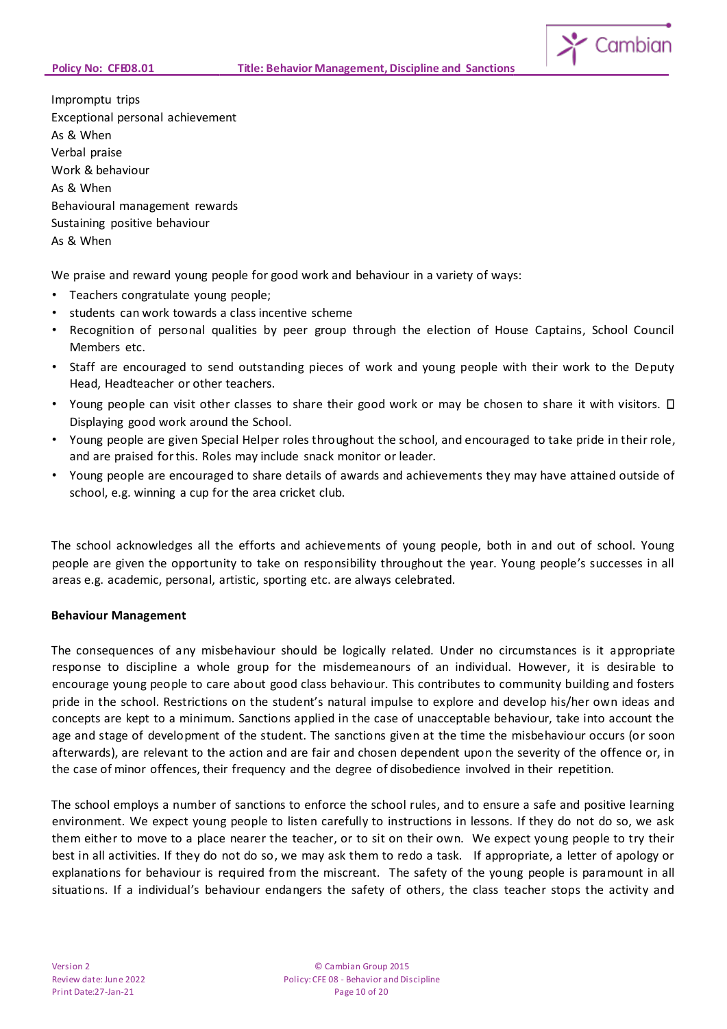Impromptu trips
Exceptional personal achievement
As & When
Verbal praise
Work & behaviour
As & When
Behavioural management rewards
Sustaining positive behaviour
As & When

We praise and reward young people for good work and behaviour in a variety of ways:

- Teachers congratulate young people;
- students can work towards a class incentive scheme
- Recognition of personal qualities by peer group through the election of House Captains, School Council Members etc.
- Staff are encouraged to send outstanding pieces of work and young people with their work to the Deputy Head, Headteacher or other teachers.
- Young people can visit other classes to share their good work or may be chosen to share it with visitors.  Displaying good work around the School.
- Young people are given Special Helper roles throughout the school, and encouraged to take pride in their role, and are praised for this. Roles may include snack monitor or leader.
- Young people are encouraged to share details of awards and achievements they may have attained outside of school, e.g. winning a cup for the area cricket club.

The school acknowledges all the efforts and achievements of young people, both in and out of school. Young people are given the opportunity to take on responsibility throughout the year. Young people's successes in all areas e.g. academic, personal, artistic, sporting etc. are always celebrated.

**Behaviour Management**

The consequences of any misbehaviour should be logically related. Under no circumstances is it appropriate response to discipline a whole group for the misdemeanours of an individual. However, it is desirable to encourage young people to care about good class behaviour. This contributes to community building and fosters pride in the school. Restrictions on the student's natural impulse to explore and develop his/her own ideas and concepts are kept to a minimum. Sanctions applied in the case of unacceptable behaviour, take into account the age and stage of development of the student. The sanctions given at the time the misbehaviour occurs (or soon afterwards), are relevant to the action and are fair and chosen dependent upon the severity of the offence or, in the case of minor offences, their frequency and the degree of disobedience involved in their repetition.

The school employs a number of sanctions to enforce the school rules, and to ensure a safe and positive learning environment. We expect young people to listen carefully to instructions in lessons. If they do not do so, we ask them either to move to a place nearer the teacher, or to sit on their own. We expect young people to try their best in all activities. If they do not do so, we may ask them to redo a task. If appropriate, a letter of apology or explanations for behaviour is required from the miscreant. The safety of the young people is paramount in all situations. If a individual's behaviour endangers the safety of others, the class teacher stops the activity and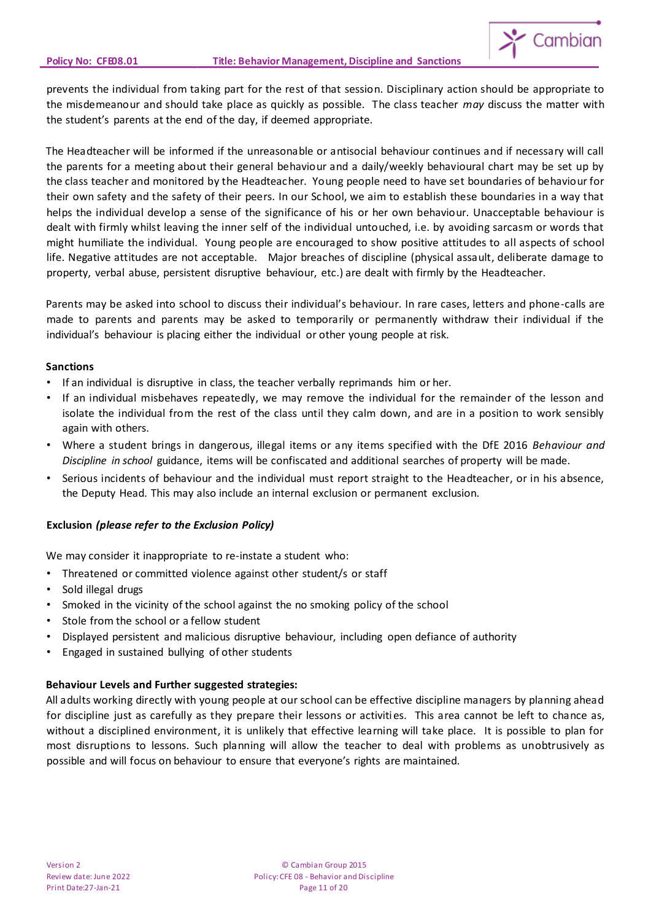prevents the individual from taking part for the rest of that session. Disciplinary action should be appropriate to the misdemeanour and should take place as quickly as possible. The class teacher *may* discuss the matter with the student's parents at the end of the day, if deemed appropriate.

The Headteacher will be informed if the unreasonable or antisocial behaviour continues and if necessary will call the parents for a meeting about their general behaviour and a daily/weekly behavioural chart may be set up by the class teacher and monitored by the Headteacher. Young people need to have set boundaries of behaviour for their own safety and the safety of their peers. In our School, we aim to establish these boundaries in a way that helps the individual develop a sense of the significance of his or her own behaviour. Unacceptable behaviour is dealt with firmly whilst leaving the inner self of the individual untouched, i.e. by avoiding sarcasm or words that might humiliate the individual. Young people are encouraged to show positive attitudes to all aspects of school life. Negative attitudes are not acceptable. Major breaches of discipline (physical assault, deliberate damage to property, verbal abuse, persistent disruptive behaviour, etc.) are dealt with firmly by the Headteacher.

Parents may be asked into school to discuss their individual's behaviour. In rare cases, letters and phone-calls are made to parents and parents may be asked to temporarily or permanently withdraw their individual if the individual's behaviour is placing either the individual or other young people at risk.

**Sanctions**

- If an individual is disruptive in class, the teacher verbally reprimands him or her.
- If an individual misbehaves repeatedly, we may remove the individual for the remainder of the lesson and isolate the individual from the rest of the class until they calm down, and are in a position to work sensibly again with others.
- Where a student brings in dangerous, illegal items or any items specified with the DfE 2016 *Behaviour and Discipline in school* guidance, items will be confiscated and additional searches of property will be made.
- Serious incidents of behaviour and the individual must report straight to the Headteacher, or in his absence, the Deputy Head. This may also include an internal exclusion or permanent exclusion.

**Exclusion *(please refer to the Exclusion Policy)***

We may consider it inappropriate to re-instate a student who:

- Threatened or committed violence against other student/s or staff
- Sold illegal drugs
- Smoked in the vicinity of the school against the no smoking policy of the school
- Stole from the school or a fellow student
- Displayed persistent and malicious disruptive behaviour, including open defiance of authority
- Engaged in sustained bullying of other students

**Behaviour Levels and Further suggested strategies:**

All adults working directly with young people at our school can be effective discipline managers by planning ahead for discipline just as carefully as they prepare their lessons or activities. This area cannot be left to chance as, without a disciplined environment, it is unlikely that effective learning will take place. It is possible to plan for most disruptions to lessons. Such planning will allow the teacher to deal with problems as unobtrusively as possible and will focus on behaviour to ensure that everyone's rights are maintained.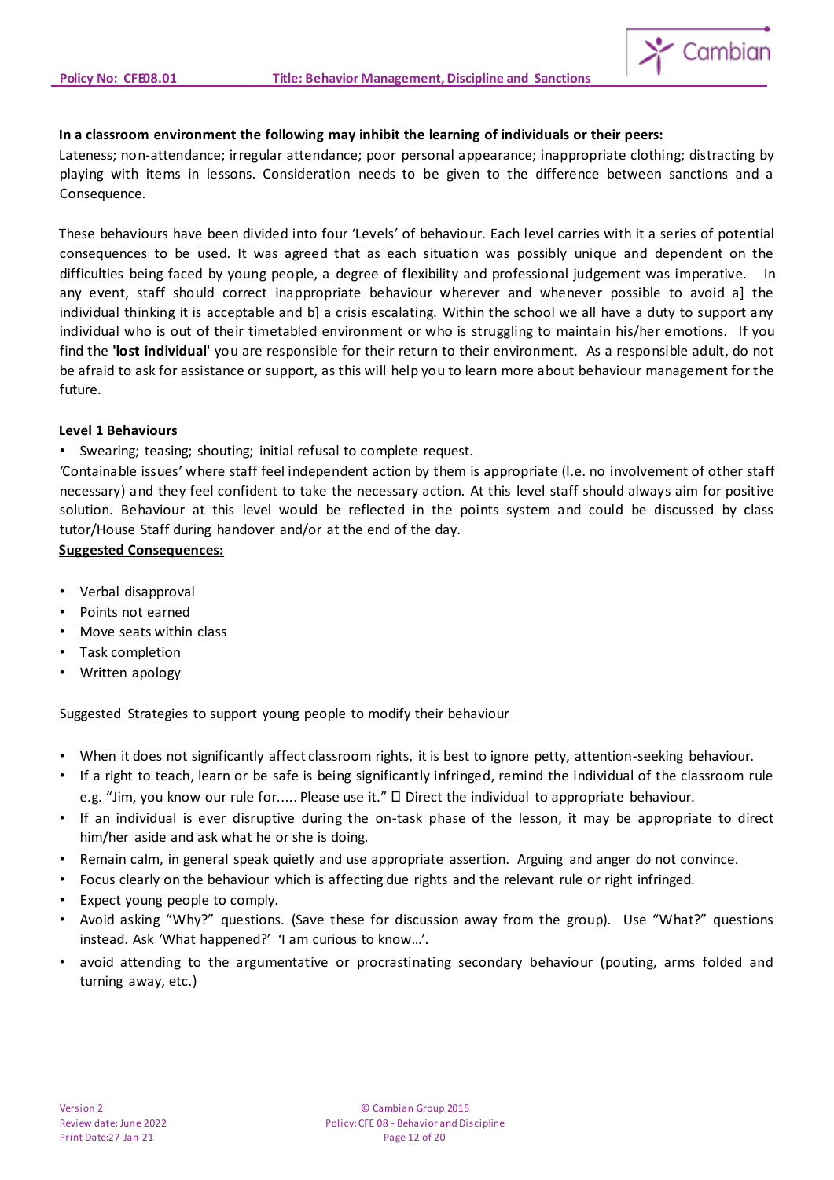**In a classroom environment the following may inhibit the learning of individuals or their peers:**
Lateness; non-attendance; irregular attendance; poor personal appearance; inappropriate clothing; distracting by playing with items in lessons. Consideration needs to be given to the difference between sanctions and a Consequence.

These behaviours have been divided into four 'Levels' of behaviour. Each level carries with it a series of potential consequences to be used. It was agreed that as each situation was possibly unique and dependent on the difficulties being faced by young people, a degree of flexibility and professional judgement was imperative. In any event, staff should correct inappropriate behaviour wherever and whenever possible to avoid a] the individual thinking it is acceptable and b] a crisis escalating. Within the school we all have a duty to support any individual who is out of their timetabled environment or who is struggling to maintain his/her emotions. If you find the **'lost individual'** you are responsible for their return to their environment. As a responsible adult, do not be afraid to ask for assistance or support, as this will help you to learn more about behaviour management for the future.

**Level 1 Behaviours**

- Swearing; teasing; shouting; initial refusal to complete request.

'Containable issues' where staff feel independent action by them is appropriate (I.e. no involvement of other staff necessary) and they feel confident to take the necessary action. At this level staff should always aim for positive solution. Behaviour at this level would be reflected in the points system and could be discussed by class tutor/House Staff during handover and/or at the end of the day.

**Suggested Consequences:**

- Verbal disapproval
- Points not earned
- Move seats within class
- Task completion
- Written apology

Suggested Strategies to support young people to modify their behaviour

- When it does not significantly affect classroom rights, it is best to ignore petty, attention-seeking behaviour.
- If a right to teach, learn or be safe is being significantly infringed, remind the individual of the classroom rule e.g. "Jim, you know our rule for..... Please use it." ◻ Direct the individual to appropriate behaviour.
- If an individual is ever disruptive during the on-task phase of the lesson, it may be appropriate to direct him/her aside and ask what he or she is doing.
- Remain calm, in general speak quietly and use appropriate assertion. Arguing and anger do not convince.
- Focus clearly on the behaviour which is affecting due rights and the relevant rule or right infringed.
- Expect young people to comply.
- Avoid asking "Why?" questions. (Save these for discussion away from the group). Use "What?" questions instead. Ask 'What happened?' 'I am curious to know…'.
- avoid attending to the argumentative or procrastinating secondary behaviour (pouting, arms folded and turning away, etc.)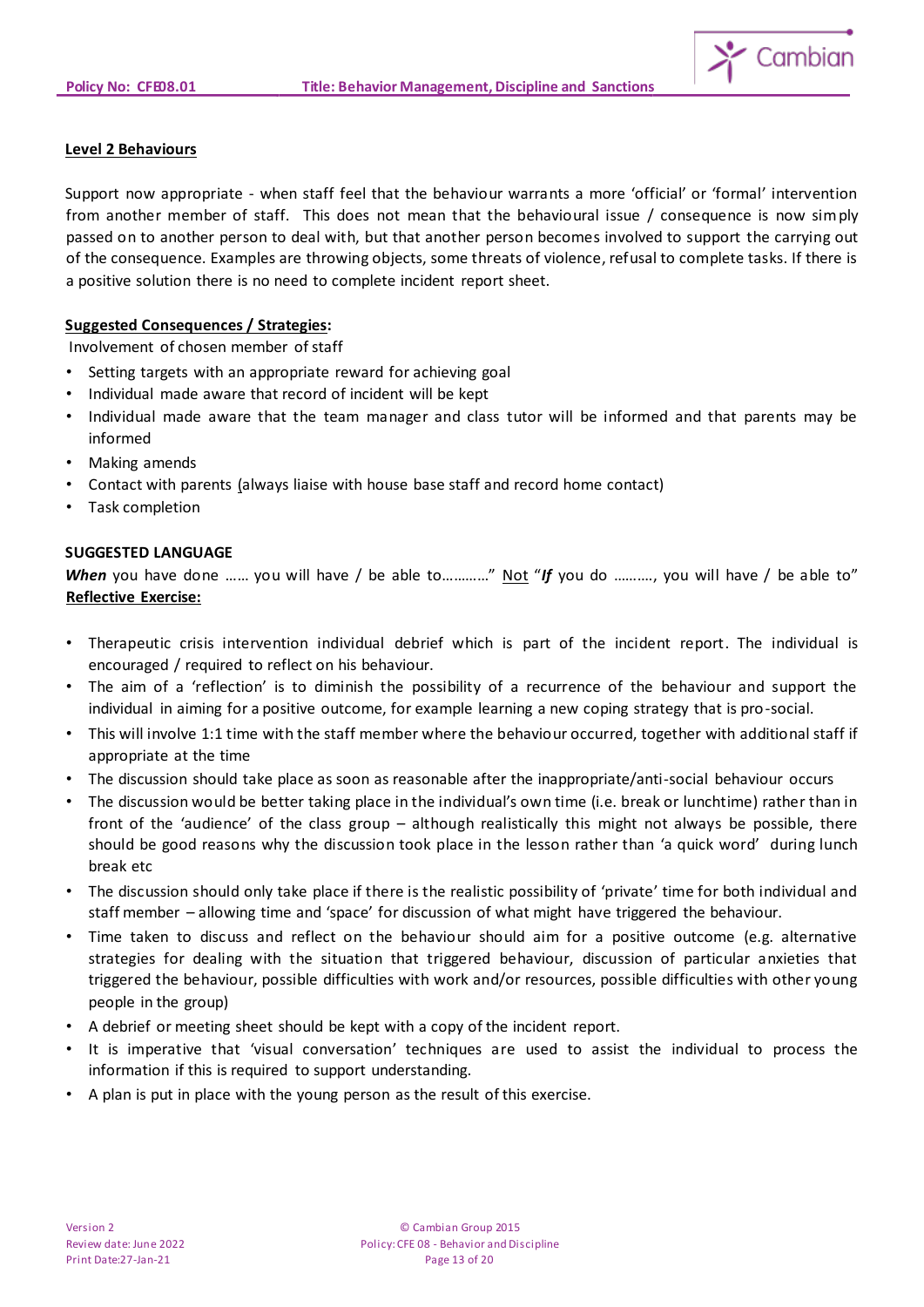## Level 2 Behaviours

Support now appropriate - when staff feel that the behaviour warrants a more 'official' or 'formal' intervention from another member of staff. This does not mean that the behavioural issue / consequence is now simply passed on to another person to deal with, but that another person becomes involved to support the carrying out of the consequence. Examples are throwing objects, some threats of violence, refusal to complete tasks. If there is a positive solution there is no need to complete incident report sheet.

**Suggested Consequences / Strategies:**

Involvement of chosen member of staff

- Setting targets with an appropriate reward for achieving goal
- Individual made aware that record of incident will be kept
- Individual made aware that the team manager and class tutor will be informed and that parents may be informed
- Making amends
- Contact with parents (always liaise with house base staff and record home contact)
- Task completion

**SUGGESTED LANGUAGE**

***When*** you have done …… you will have / be able to…………" Not "***If*** you do ………., you will have / be able to"

**Reflective Exercise:**

- Therapeutic crisis intervention individual debrief which is part of the incident report. The individual is encouraged / required to reflect on his behaviour.
- The aim of a 'reflection' is to diminish the possibility of a recurrence of the behaviour and support the individual in aiming for a positive outcome, for example learning a new coping strategy that is pro-social.
- This will involve 1:1 time with the staff member where the behaviour occurred, together with additional staff if appropriate at the time
- The discussion should take place as soon as reasonable after the inappropriate/anti-social behaviour occurs
- The discussion would be better taking place in the individual's own time (i.e. break or lunchtime) rather than in front of the 'audience' of the class group – although realistically this might not always be possible, there should be good reasons why the discussion took place in the lesson rather than 'a quick word' during lunch break etc
- The discussion should only take place if there is the realistic possibility of 'private' time for both individual and staff member – allowing time and 'space' for discussion of what might have triggered the behaviour.
- Time taken to discuss and reflect on the behaviour should aim for a positive outcome (e.g. alternative strategies for dealing with the situation that triggered behaviour, discussion of particular anxieties that triggered the behaviour, possible difficulties with work and/or resources, possible difficulties with other young people in the group)
- A debrief or meeting sheet should be kept with a copy of the incident report.
- It is imperative that 'visual conversation' techniques are used to assist the individual to process the information if this is required to support understanding.
- A plan is put in place with the young person as the result of this exercise.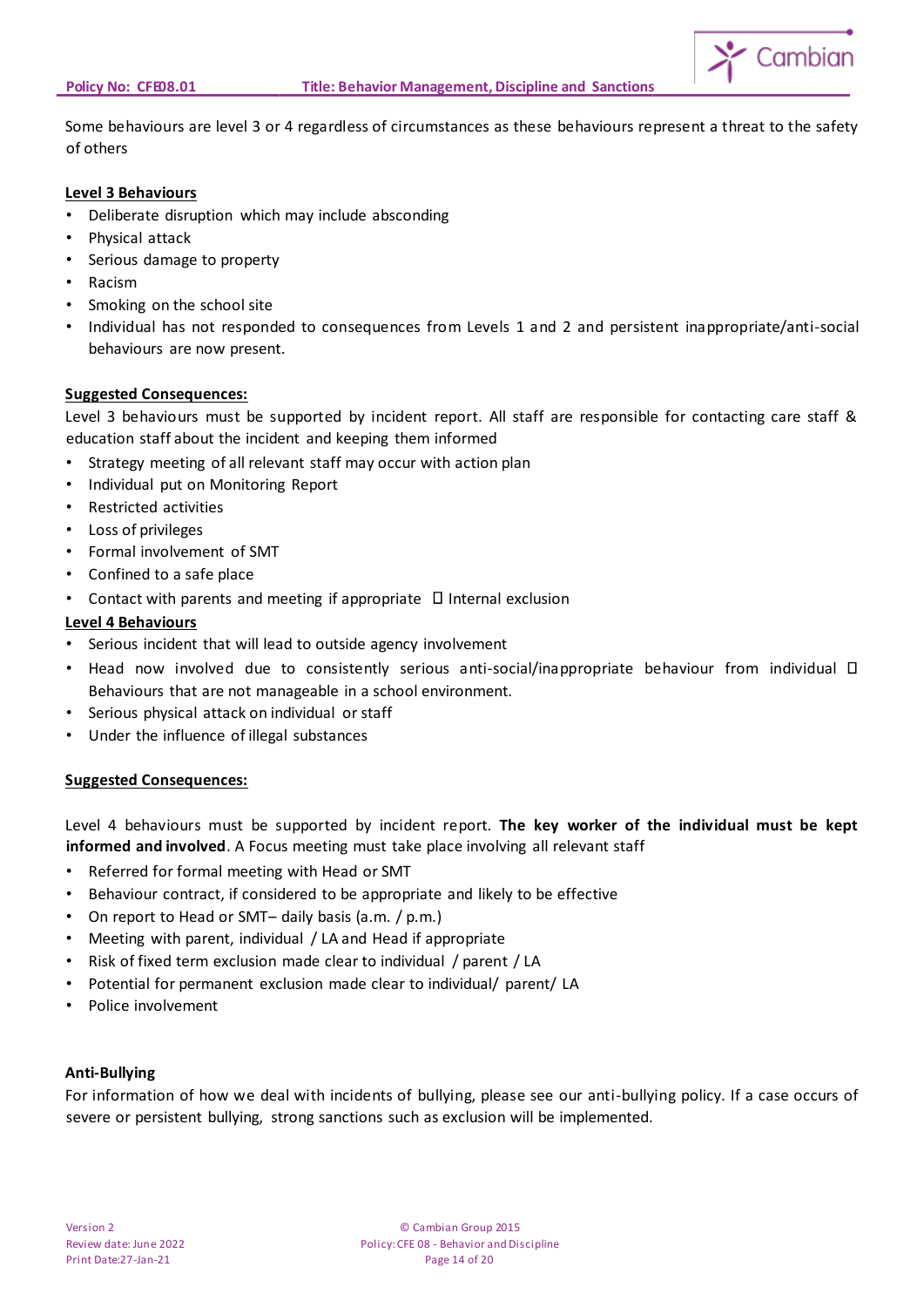Some behaviours are level 3 or 4 regardless of circumstances as these behaviours represent a threat to the safety of others

**Level 3 Behaviours**

- Deliberate disruption which may include absconding
- Physical attack
- Serious damage to property
- Racism
- Smoking on the school site
- Individual has not responded to consequences from Levels 1 and 2 and persistent inappropriate/anti-social behaviours are now present.

**Suggested Consequences:**

Level 3 behaviours must be supported by incident report. All staff are responsible for contacting care staff & education staff about the incident and keeping them informed

- Strategy meeting of all relevant staff may occur with action plan
- Individual put on Monitoring Report
- Restricted activities
- Loss of privileges
- Formal involvement of SMT
- Confined to a safe place
- Contact with parents and meeting if appropriate  Internal exclusion

**Level 4 Behaviours**

- Serious incident that will lead to outside agency involvement
- Head now involved due to consistently serious anti-social/inappropriate behaviour from individual  Behaviours that are not manageable in a school environment.
- Serious physical attack on individual or staff
- Under the influence of illegal substances

**Suggested Consequences:**

Level 4 behaviours must be supported by incident report. **The key worker of the individual must be kept informed and involved**. A Focus meeting must take place involving all relevant staff

- Referred for formal meeting with Head or SMT
- Behaviour contract, if considered to be appropriate and likely to be effective
- On report to Head or SMT– daily basis (a.m. / p.m.)
- Meeting with parent, individual / LA and Head if appropriate
- Risk of fixed term exclusion made clear to individual / parent / LA
- Potential for permanent exclusion made clear to individual/ parent/ LA
- Police involvement

**Anti-Bullying**

For information of how we deal with incidents of bullying, please see our anti-bullying policy. If a case occurs of severe or persistent bullying, strong sanctions such as exclusion will be implemented.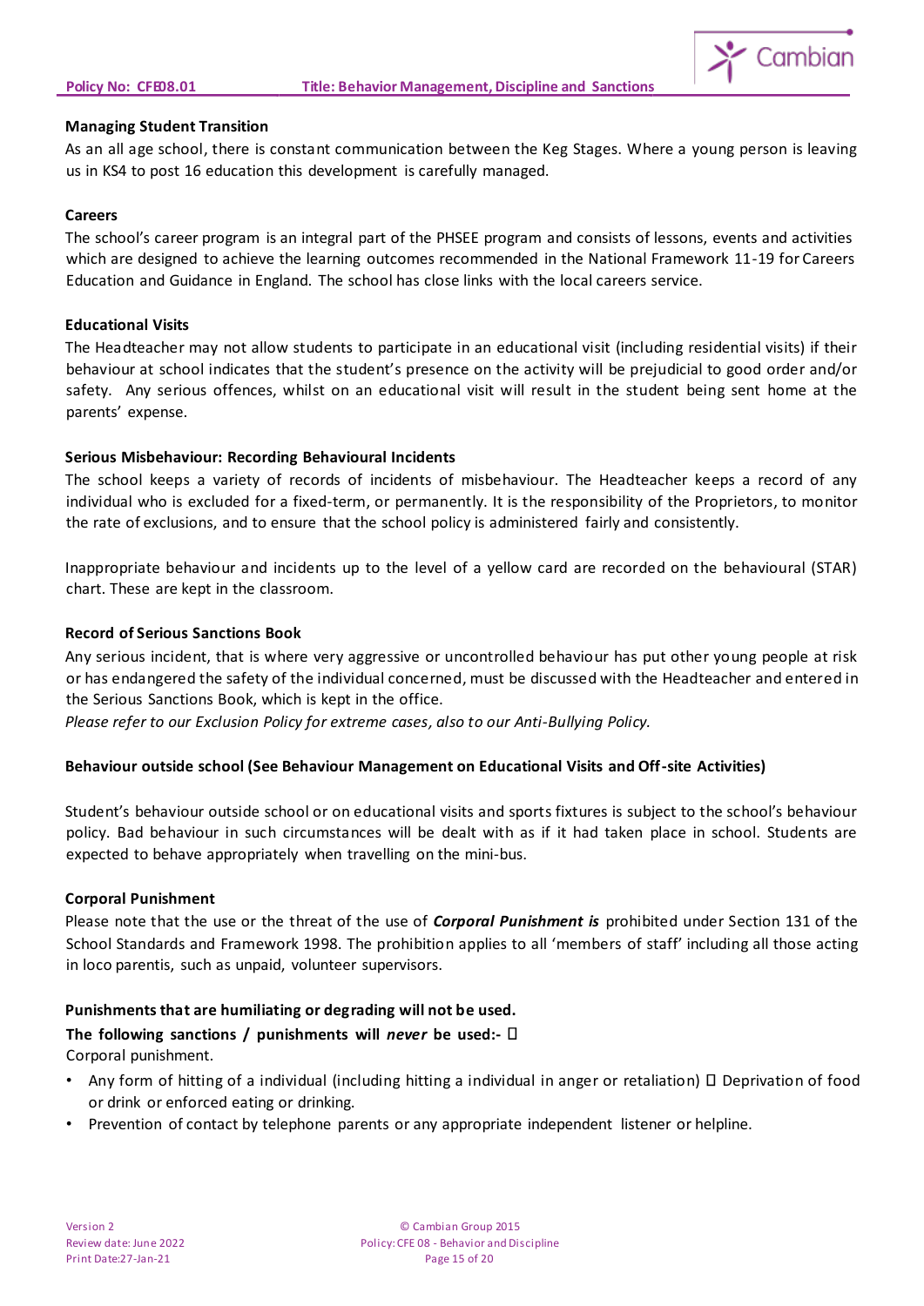**Managing Student Transition**

As an all age school, there is constant communication between the Keg Stages. Where a young person is leaving us in KS4 to post 16 education this development is carefully managed.

**Careers**

The school's career program is an integral part of the PHSEE program and consists of lessons, events and activities which are designed to achieve the learning outcomes recommended in the National Framework 11-19 for Careers Education and Guidance in England. The school has close links with the local careers service.

**Educational Visits**

The Headteacher may not allow students to participate in an educational visit (including residential visits) if their behaviour at school indicates that the student's presence on the activity will be prejudicial to good order and/or safety. Any serious offences, whilst on an educational visit will result in the student being sent home at the parents' expense.

**Serious Misbehaviour: Recording Behavioural Incidents**

The school keeps a variety of records of incidents of misbehaviour. The Headteacher keeps a record of any individual who is excluded for a fixed-term, or permanently. It is the responsibility of the Proprietors, to monitor the rate of exclusions, and to ensure that the school policy is administered fairly and consistently.

Inappropriate behaviour and incidents up to the level of a yellow card are recorded on the behavioural (STAR) chart. These are kept in the classroom.

**Record of Serious Sanctions Book**

Any serious incident, that is where very aggressive or uncontrolled behaviour has put other young people at risk or has endangered the safety of the individual concerned, must be discussed with the Headteacher and entered in the Serious Sanctions Book, which is kept in the office.

*Please refer to our Exclusion Policy for extreme cases, also to our Anti-Bullying Policy.*

**Behaviour outside school (See Behaviour Management on Educational Visits and Off-site Activities)**

Student's behaviour outside school or on educational visits and sports fixtures is subject to the school's behaviour policy. Bad behaviour in such circumstances will be dealt with as if it had taken place in school. Students are expected to behave appropriately when travelling on the mini-bus.

**Corporal Punishment**

Please note that the use or the threat of the use of ***Corporal Punishment is*** prohibited under Section 131 of the School Standards and Framework 1998. The prohibition applies to all 'members of staff' including all those acting in loco parentis, such as unpaid, volunteer supervisors.

**Punishments that are humiliating or degrading will not be used.**

**The following sanctions / punishments will *never* be used:-** 

Corporal punishment.

- Any form of hitting of a individual (including hitting a individual in anger or retaliation)  Deprivation of food or drink or enforced eating or drinking.
- Prevention of contact by telephone parents or any appropriate independent listener or helpline.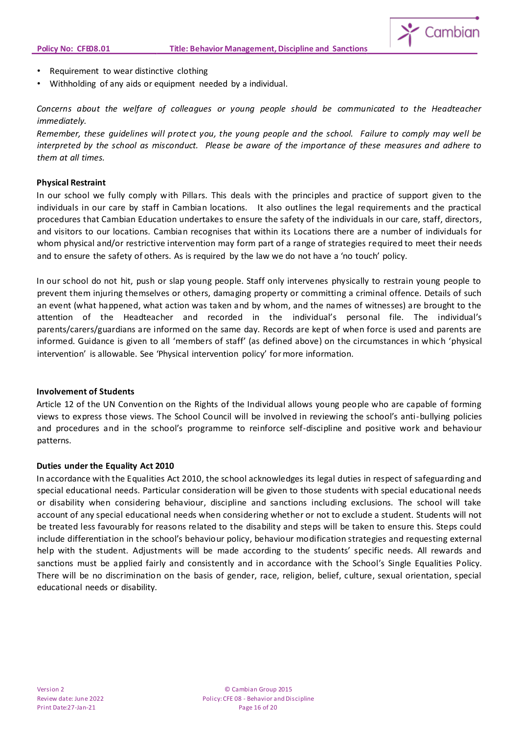- Requirement to wear distinctive clothing
- Withholding of any aids or equipment needed by a individual.

*Concerns about the welfare of colleagues or young people should be communicated to the Headteacher immediately.*

*Remember, these guidelines will protect you, the young people and the school. Failure to comply may well be interpreted by the school as misconduct. Please be aware of the importance of these measures and adhere to them at all times.*

**Physical Restraint**

In our school we fully comply with Pillars. This deals with the principles and practice of support given to the individuals in our care by staff in Cambian locations. It also outlines the legal requirements and the practical procedures that Cambian Education undertakes to ensure the safety of the individuals in our care, staff, directors, and visitors to our locations. Cambian recognises that within its Locations there are a number of individuals for whom physical and/or restrictive intervention may form part of a range of strategies required to meet their needs and to ensure the safety of others. As is required by the law we do not have a 'no touch' policy.

In our school do not hit, push or slap young people. Staff only intervenes physically to restrain young people to prevent them injuring themselves or others, damaging property or committing a criminal offence. Details of such an event (what happened, what action was taken and by whom, and the names of witnesses) are brought to the attention of the Headteacher and recorded in the individual's personal file. The individual's parents/carers/guardians are informed on the same day. Records are kept of when force is used and parents are informed. Guidance is given to all 'members of staff' (as defined above) on the circumstances in which 'physical intervention' is allowable. See 'Physical intervention policy' for more information.

**Involvement of Students**

Article 12 of the UN Convention on the Rights of the Individual allows young people who are capable of forming views to express those views. The School Council will be involved in reviewing the school's anti-bullying policies and procedures and in the school's programme to reinforce self-discipline and positive work and behaviour patterns.

**Duties under the Equality Act 2010**

In accordance with the Equalities Act 2010, the school acknowledges its legal duties in respect of safeguarding and special educational needs. Particular consideration will be given to those students with special educational needs or disability when considering behaviour, discipline and sanctions including exclusions. The school will take account of any special educational needs when considering whether or not to exclude a student. Students will not be treated less favourably for reasons related to the disability and steps will be taken to ensure this. Steps could include differentiation in the school's behaviour policy, behaviour modification strategies and requesting external help with the student. Adjustments will be made according to the students' specific needs. All rewards and sanctions must be applied fairly and consistently and in accordance with the School's Single Equalities Policy. There will be no discrimination on the basis of gender, race, religion, belief, culture, sexual orientation, special educational needs or disability.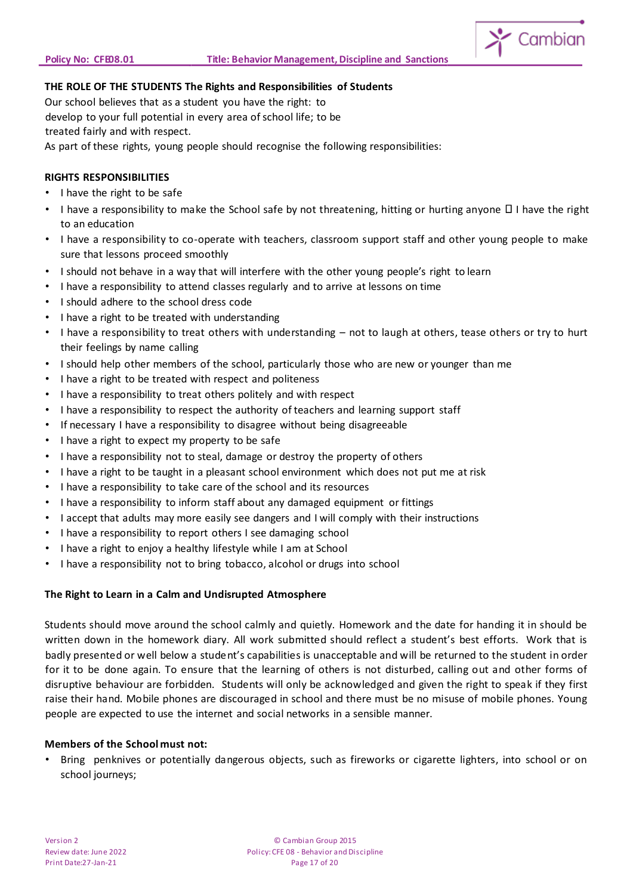**THE ROLE OF THE STUDENTS The Rights and Responsibilities of Students**

Our school believes that as a student you have the right: to develop to your full potential in every area of school life; to be treated fairly and with respect.

As part of these rights, young people should recognise the following responsibilities:

**RIGHTS RESPONSIBILITIES**

- I have the right to be safe
- I have a responsibility to make the School safe by not threatening, hitting or hurting anyone  I have the right to an education
- I have a responsibility to co-operate with teachers, classroom support staff and other young people to make sure that lessons proceed smoothly
- I should not behave in a way that will interfere with the other young people's right to learn
- I have a responsibility to attend classes regularly and to arrive at lessons on time
- I should adhere to the school dress code
- I have a right to be treated with understanding
- I have a responsibility to treat others with understanding – not to laugh at others, tease others or try to hurt their feelings by name calling
- I should help other members of the school, particularly those who are new or younger than me
- I have a right to be treated with respect and politeness
- I have a responsibility to treat others politely and with respect
- I have a responsibility to respect the authority of teachers and learning support staff
- If necessary I have a responsibility to disagree without being disagreeable
- I have a right to expect my property to be safe
- I have a responsibility not to steal, damage or destroy the property of others
- I have a right to be taught in a pleasant school environment which does not put me at risk
- I have a responsibility to take care of the school and its resources
- I have a responsibility to inform staff about any damaged equipment or fittings
- I accept that adults may more easily see dangers and I will comply with their instructions
- I have a responsibility to report others I see damaging school
- I have a right to enjoy a healthy lifestyle while I am at School
- I have a responsibility not to bring tobacco, alcohol or drugs into school

**The Right to Learn in a Calm and Undisrupted Atmosphere**

Students should move around the school calmly and quietly. Homework and the date for handing it in should be written down in the homework diary. All work submitted should reflect a student's best efforts. Work that is badly presented or well below a student's capabilities is unacceptable and will be returned to the student in order for it to be done again. To ensure that the learning of others is not disturbed, calling out and other forms of disruptive behaviour are forbidden. Students will only be acknowledged and given the right to speak if they first raise their hand. Mobile phones are discouraged in school and there must be no misuse of mobile phones. Young people are expected to use the internet and social networks in a sensible manner.

**Members of the School must not:**

- Bring penknives or potentially dangerous objects, such as fireworks or cigarette lighters, into school or on school journeys;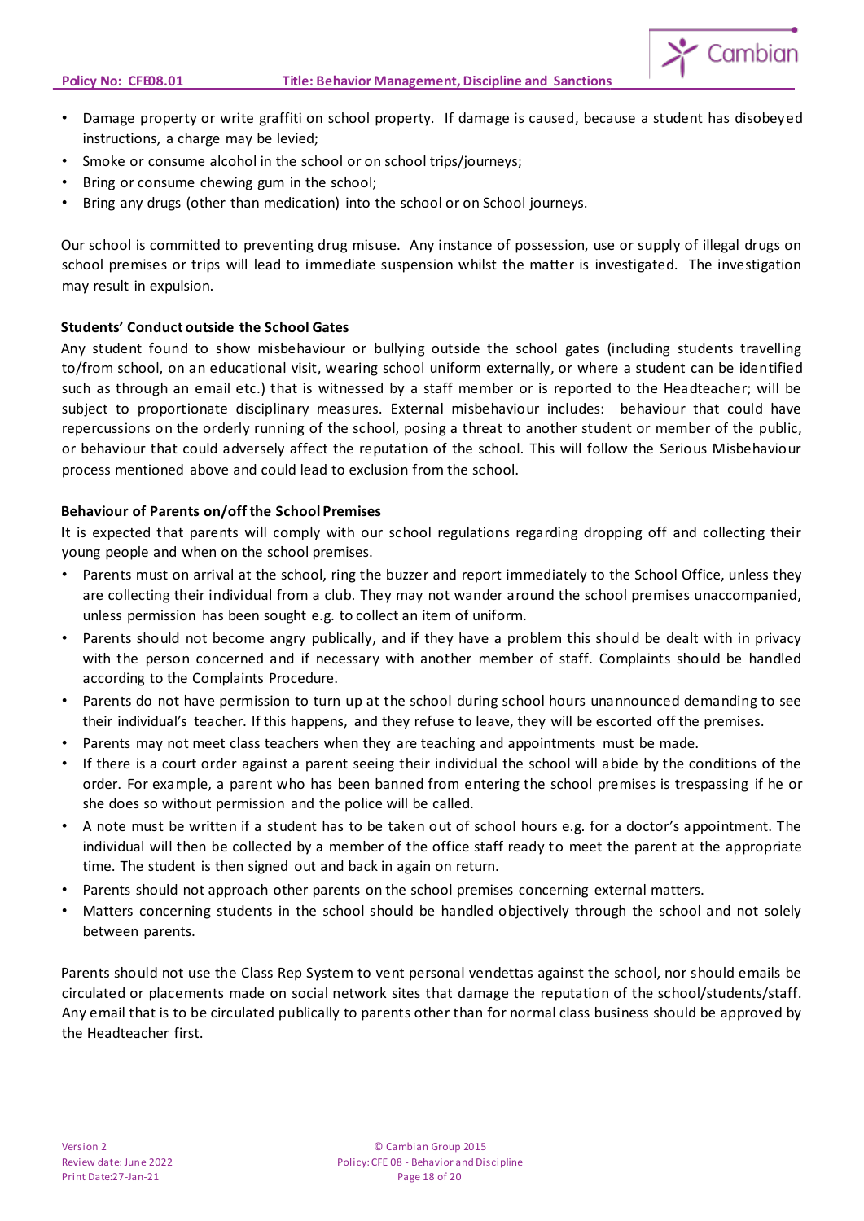- Damage property or write graffiti on school property. If damage is caused, because a student has disobeyed instructions, a charge may be levied;
- Smoke or consume alcohol in the school or on school trips/journeys;
- Bring or consume chewing gum in the school;
- Bring any drugs (other than medication) into the school or on School journeys.

Our school is committed to preventing drug misuse. Any instance of possession, use or supply of illegal drugs on school premises or trips will lead to immediate suspension whilst the matter is investigated. The investigation may result in expulsion.

**Students' Conduct outside the School Gates**

Any student found to show misbehaviour or bullying outside the school gates (including students travelling to/from school, on an educational visit, wearing school uniform externally, or where a student can be identified such as through an email etc.) that is witnessed by a staff member or is reported to the Headteacher; will be subject to proportionate disciplinary measures. External misbehaviour includes: behaviour that could have repercussions on the orderly running of the school, posing a threat to another student or member of the public, or behaviour that could adversely affect the reputation of the school. This will follow the Serious Misbehaviour process mentioned above and could lead to exclusion from the school.

**Behaviour of Parents on/off the School Premises**

It is expected that parents will comply with our school regulations regarding dropping off and collecting their young people and when on the school premises.

- Parents must on arrival at the school, ring the buzzer and report immediately to the School Office, unless they are collecting their individual from a club. They may not wander around the school premises unaccompanied, unless permission has been sought e.g. to collect an item of uniform.
- Parents should not become angry publically, and if they have a problem this should be dealt with in privacy with the person concerned and if necessary with another member of staff. Complaints should be handled according to the Complaints Procedure.
- Parents do not have permission to turn up at the school during school hours unannounced demanding to see their individual's teacher. If this happens, and they refuse to leave, they will be escorted off the premises.
- Parents may not meet class teachers when they are teaching and appointments must be made.
- If there is a court order against a parent seeing their individual the school will abide by the conditions of the order. For example, a parent who has been banned from entering the school premises is trespassing if he or she does so without permission and the police will be called.
- A note must be written if a student has to be taken out of school hours e.g. for a doctor's appointment. The individual will then be collected by a member of the office staff ready to meet the parent at the appropriate time. The student is then signed out and back in again on return.
- Parents should not approach other parents on the school premises concerning external matters.
- Matters concerning students in the school should be handled objectively through the school and not solely between parents.

Parents should not use the Class Rep System to vent personal vendettas against the school, nor should emails be circulated or placements made on social network sites that damage the reputation of the school/students/staff. Any email that is to be circulated publically to parents other than for normal class business should be approved by the Headteacher first.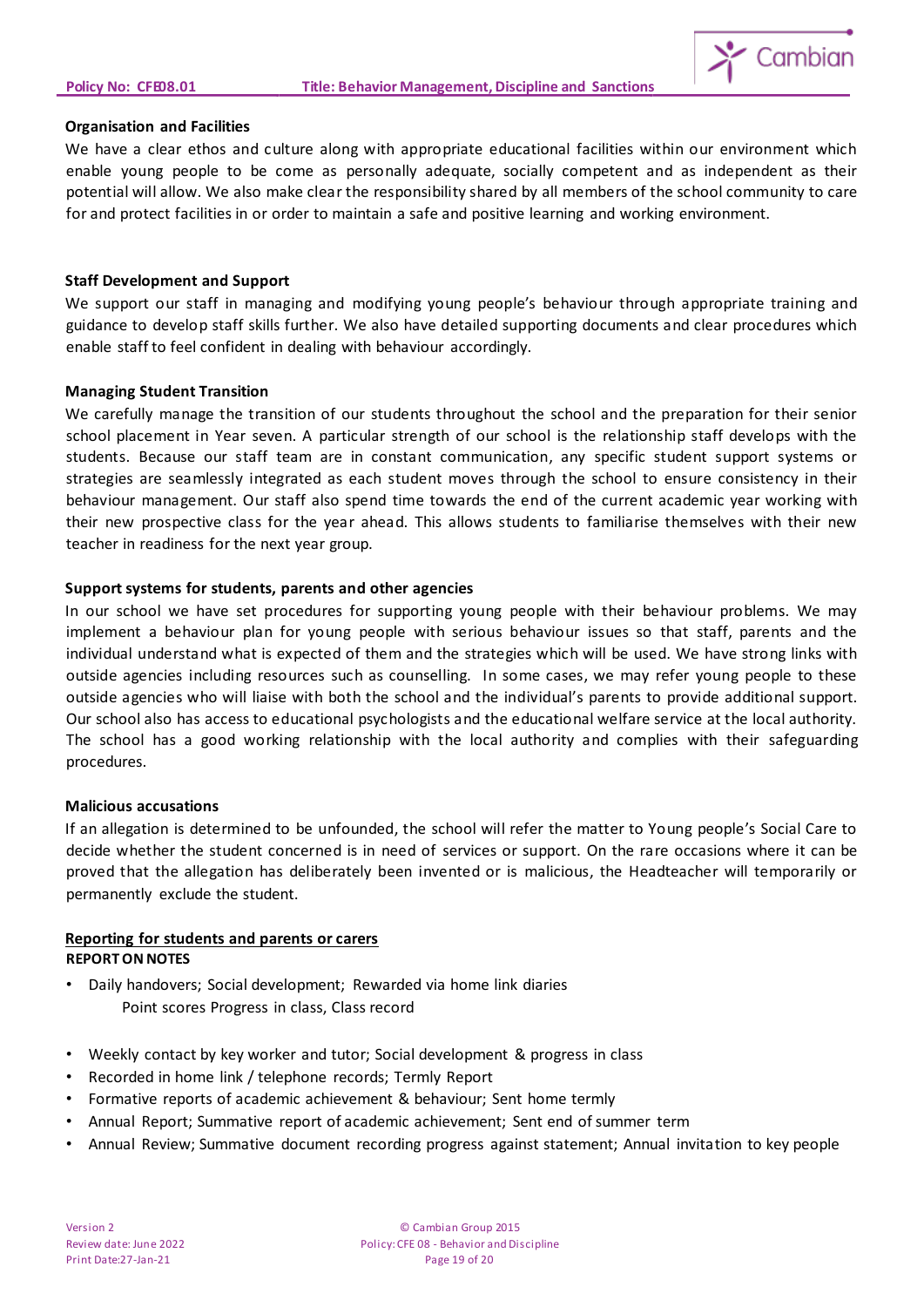**Organisation and Facilities**

We have a clear ethos and culture along with appropriate educational facilities within our environment which enable young people to be come as personally adequate, socially competent and as independent as their potential will allow. We also make clear the responsibility shared by all members of the school community to care for and protect facilities in or order to maintain a safe and positive learning and working environment.

**Staff Development and Support**

We support our staff in managing and modifying young people's behaviour through appropriate training and guidance to develop staff skills further. We also have detailed supporting documents and clear procedures which enable staff to feel confident in dealing with behaviour accordingly.

**Managing Student Transition**

We carefully manage the transition of our students throughout the school and the preparation for their senior school placement in Year seven. A particular strength of our school is the relationship staff develops with the students. Because our staff team are in constant communication, any specific student support systems or strategies are seamlessly integrated as each student moves through the school to ensure consistency in their behaviour management. Our staff also spend time towards the end of the current academic year working with their new prospective class for the year ahead. This allows students to familiarise themselves with their new teacher in readiness for the next year group.

**Support systems for students, parents and other agencies**

In our school we have set procedures for supporting young people with their behaviour problems. We may implement a behaviour plan for young people with serious behaviour issues so that staff, parents and the individual understand what is expected of them and the strategies which will be used. We have strong links with outside agencies including resources such as counselling. In some cases, we may refer young people to these outside agencies who will liaise with both the school and the individual's parents to provide additional support. Our school also has access to educational psychologists and the educational welfare service at the local authority. The school has a good working relationship with the local authority and complies with their safeguarding procedures.

**Malicious accusations**

If an allegation is determined to be unfounded, the school will refer the matter to Young people's Social Care to decide whether the student concerned is in need of services or support. On the rare occasions where it can be proved that the allegation has deliberately been invented or is malicious, the Headteacher will temporarily or permanently exclude the student.

**Reporting for students and parents or carers**

**REPORT ON NOTES**

- Daily handovers; Social development; Rewarded via home link diaries
  Point scores Progress in class, Class record
- Weekly contact by key worker and tutor; Social development & progress in class
- Recorded in home link / telephone records; Termly Report
- Formative reports of academic achievement & behaviour; Sent home termly
- Annual Report; Summative report of academic achievement; Sent end of summer term
- Annual Review; Summative document recording progress against statement; Annual invitation to key people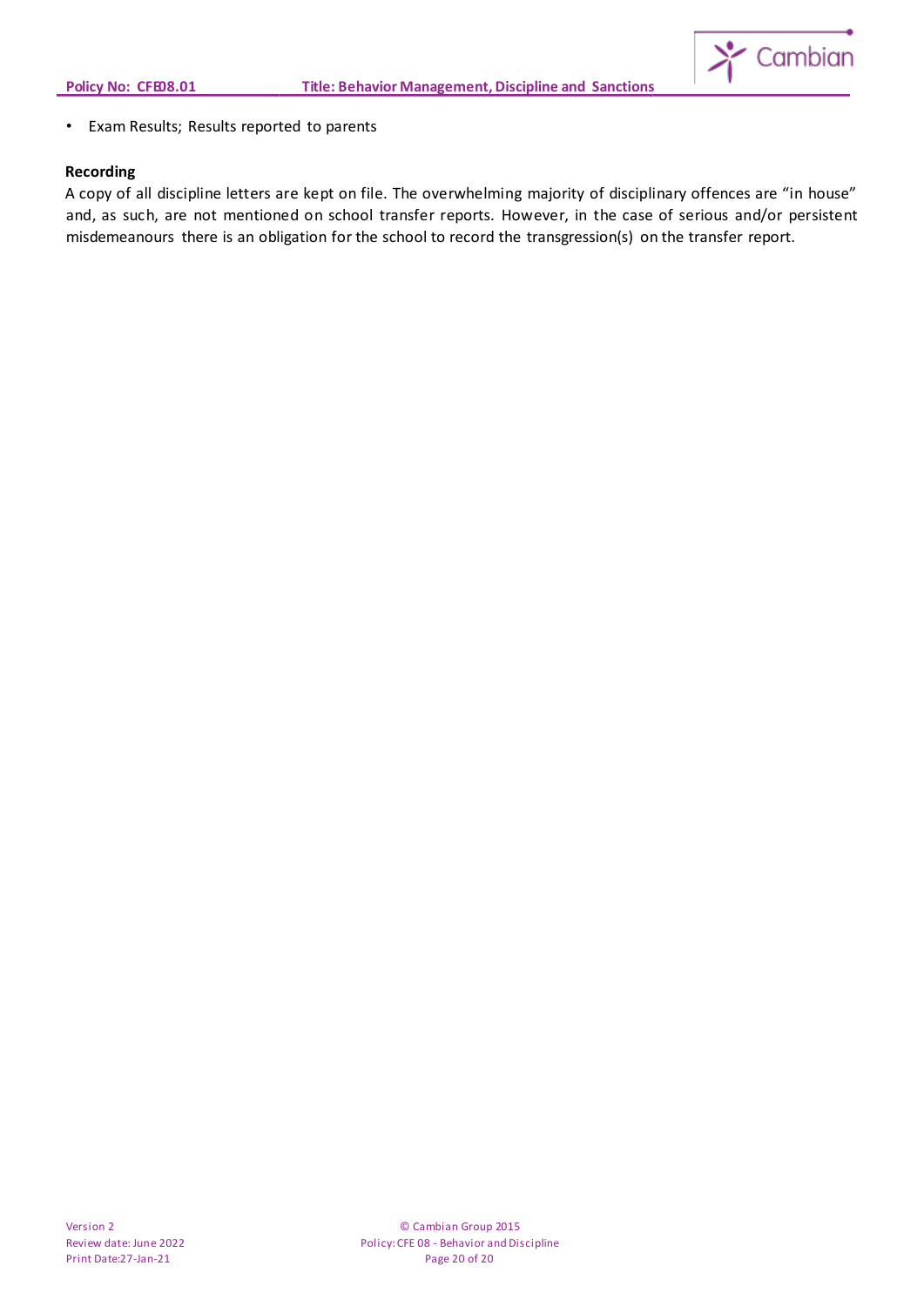- Exam Results; Results reported to parents

**Recording**

A copy of all discipline letters are kept on file. The overwhelming majority of disciplinary offences are "in house" and, as such, are not mentioned on school transfer reports. However, in the case of serious and/or persistent misdemeanours there is an obligation for the school to record the transgression(s) on the transfer report.